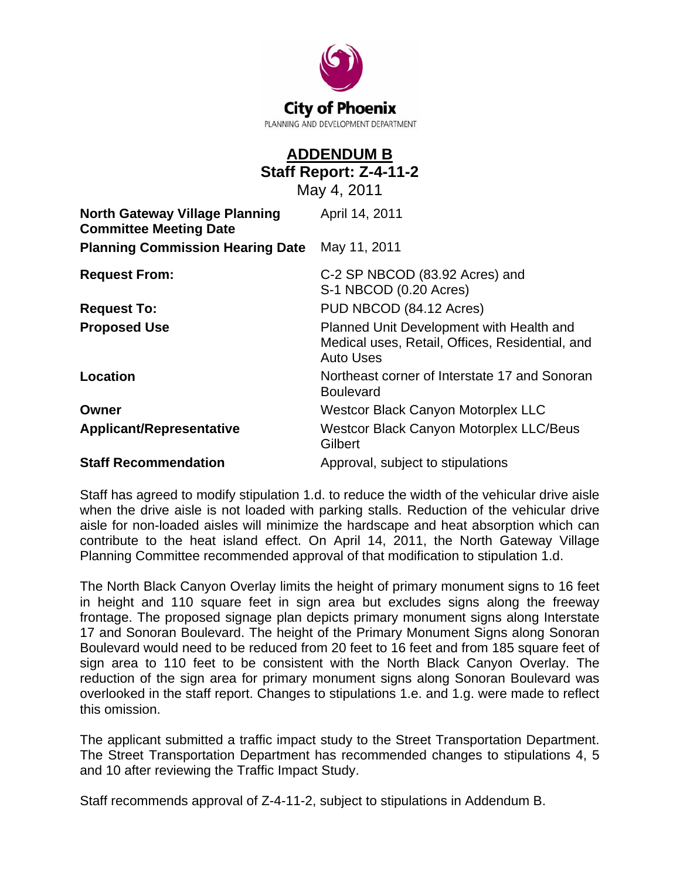City of Phoenix

PLANNING AND DEVELOPMENT DEPARTMENT

# ADDENDUM B

## Staff Report: Z-4-11-2

May 4, 2011

| | |
|---|---|
| **North Gateway Village Planning Committee Meeting Date** | April 14, 2011 |
| **Planning Commission Hearing Date** | May 11, 2011 |
| **Request From:** | C-2 SP NBCOD (83.92 Acres) and S-1 NBCOD (0.20 Acres) |
| **Request To:** | PUD NBCOD (84.12 Acres) |
| **Proposed Use** | Planned Unit Development with Health and Medical uses, Retail, Offices, Residential, and Auto Uses |
| **Location** | Northeast corner of Interstate 17 and Sonoran Boulevard |
| **Owner** | Westcor Black Canyon Motorplex LLC |
| **Applicant/Representative** | Westcor Black Canyon Motorplex LLC/Beus Gilbert |
| **Staff Recommendation** | Approval, subject to stipulations |

Staff has agreed to modify stipulation 1.d. to reduce the width of the vehicular drive aisle when the drive aisle is not loaded with parking stalls. Reduction of the vehicular drive aisle for non-loaded aisles will minimize the hardscape and heat absorption which can contribute to the heat island effect. On April 14, 2011, the North Gateway Village Planning Committee recommended approval of that modification to stipulation 1.d.

The North Black Canyon Overlay limits the height of primary monument signs to 16 feet in height and 110 square feet in sign area but excludes signs along the freeway frontage. The proposed signage plan depicts primary monument signs along Interstate 17 and Sonoran Boulevard. The height of the Primary Monument Signs along Sonoran Boulevard would need to be reduced from 20 feet to 16 feet and from 185 square feet of sign area to 110 feet to be consistent with the North Black Canyon Overlay. The reduction of the sign area for primary monument signs along Sonoran Boulevard was overlooked in the staff report. Changes to stipulations 1.e. and 1.g. were made to reflect this omission.

The applicant submitted a traffic impact study to the Street Transportation Department. The Street Transportation Department has recommended changes to stipulations 4, 5 and 10 after reviewing the Traffic Impact Study.

Staff recommends approval of Z-4-11-2, subject to stipulations in Addendum B.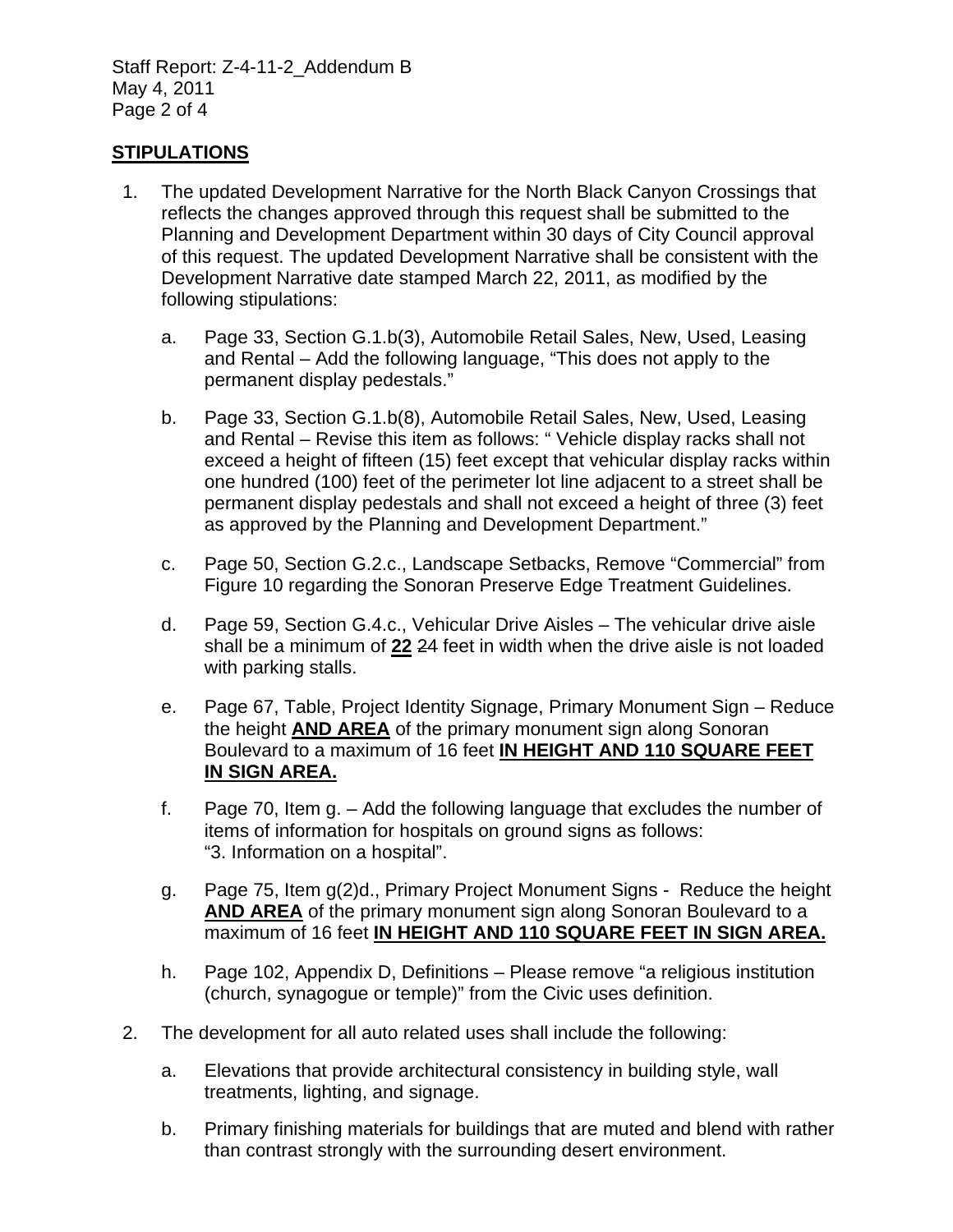## STIPULATIONS

1. The updated Development Narrative for the North Black Canyon Crossings that reflects the changes approved through this request shall be submitted to the Planning and Development Department within 30 days of City Council approval of this request. The updated Development Narrative shall be consistent with the Development Narrative date stamped March 22, 2011, as modified by the following stipulations:

   a. Page 33, Section G.1.b(3), Automobile Retail Sales, New, Used, Leasing and Rental – Add the following language, "This does not apply to the permanent display pedestals."

   b. Page 33, Section G.1.b(8), Automobile Retail Sales, New, Used, Leasing and Rental – Revise this item as follows: " Vehicle display racks shall not exceed a height of fifteen (15) feet except that vehicular display racks within one hundred (100) feet of the perimeter lot line adjacent to a street shall be permanent display pedestals and shall not exceed a height of three (3) feet as approved by the Planning and Development Department."

   c. Page 50, Section G.2.c., Landscape Setbacks, Remove "Commercial" from Figure 10 regarding the Sonoran Preserve Edge Treatment Guidelines.

   d. Page 59, Section G.4.c., Vehicular Drive Aisles – The vehicular drive aisle shall be a minimum of **<u>22</u>** ~~24~~ feet in width when the drive aisle is not loaded with parking stalls.

   e. Page 67, Table, Project Identity Signage, Primary Monument Sign – Reduce the height **<u>AND AREA</u>** of the primary monument sign along Sonoran Boulevard to a maximum of 16 feet **<u>IN HEIGHT AND 110 SQUARE FEET IN SIGN AREA.</u>**

   f. Page 70, Item g. – Add the following language that excludes the number of items of information for hospitals on ground signs as follows: "3. Information on a hospital".

   g. Page 75, Item g(2)d., Primary Project Monument Signs - Reduce the height **<u>AND AREA</u>** of the primary monument sign along Sonoran Boulevard to a maximum of 16 feet **<u>IN HEIGHT AND 110 SQUARE FEET IN SIGN AREA.</u>**

   h. Page 102, Appendix D, Definitions – Please remove "a religious institution (church, synagogue or temple)" from the Civic uses definition.

2. The development for all auto related uses shall include the following:

   a. Elevations that provide architectural consistency in building style, wall treatments, lighting, and signage.

   b. Primary finishing materials for buildings that are muted and blend with rather than contrast strongly with the surrounding desert environment.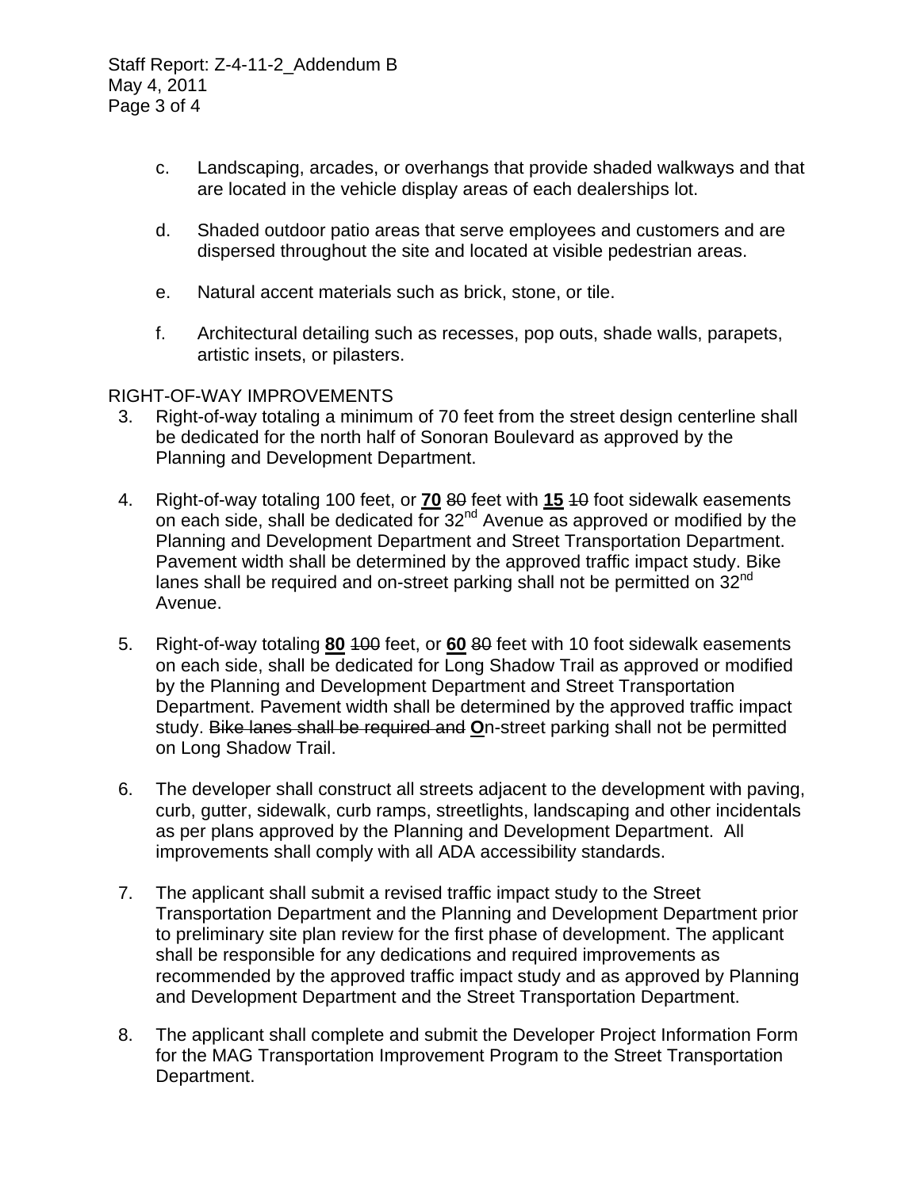c. Landscaping, arcades, or overhangs that provide shaded walkways and that are located in the vehicle display areas of each dealerships lot.

d. Shaded outdoor patio areas that serve employees and customers and are dispersed throughout the site and located at visible pedestrian areas.

e. Natural accent materials such as brick, stone, or tile.

f. Architectural detailing such as recesses, pop outs, shade walls, parapets, artistic insets, or pilasters.

RIGHT-OF-WAY IMPROVEMENTS

3. Right-of-way totaling a minimum of 70 feet from the street design centerline shall be dedicated for the north half of Sonoran Boulevard as approved by the Planning and Development Department.

4. Right-of-way totaling 100 feet, or **70** ~~80~~ feet with **15** ~~10~~ foot sidewalk easements on each side, shall be dedicated for 32nd Avenue as approved or modified by the Planning and Development Department and Street Transportation Department. Pavement width shall be determined by the approved traffic impact study. Bike lanes shall be required and on-street parking shall not be permitted on 32nd Avenue.

5. Right-of-way totaling **80** ~~100~~ feet, or **60** ~~80~~ feet with 10 foot sidewalk easements on each side, shall be dedicated for Long Shadow Trail as approved or modified by the Planning and Development Department and Street Transportation Department. Pavement width shall be determined by the approved traffic impact study. ~~Bike lanes shall be required and~~ **O**n-street parking shall not be permitted on Long Shadow Trail.

6. The developer shall construct all streets adjacent to the development with paving, curb, gutter, sidewalk, curb ramps, streetlights, landscaping and other incidentals as per plans approved by the Planning and Development Department. All improvements shall comply with all ADA accessibility standards.

7. The applicant shall submit a revised traffic impact study to the Street Transportation Department and the Planning and Development Department prior to preliminary site plan review for the first phase of development. The applicant shall be responsible for any dedications and required improvements as recommended by the approved traffic impact study and as approved by Planning and Development Department and the Street Transportation Department.

8. The applicant shall complete and submit the Developer Project Information Form for the MAG Transportation Improvement Program to the Street Transportation Department.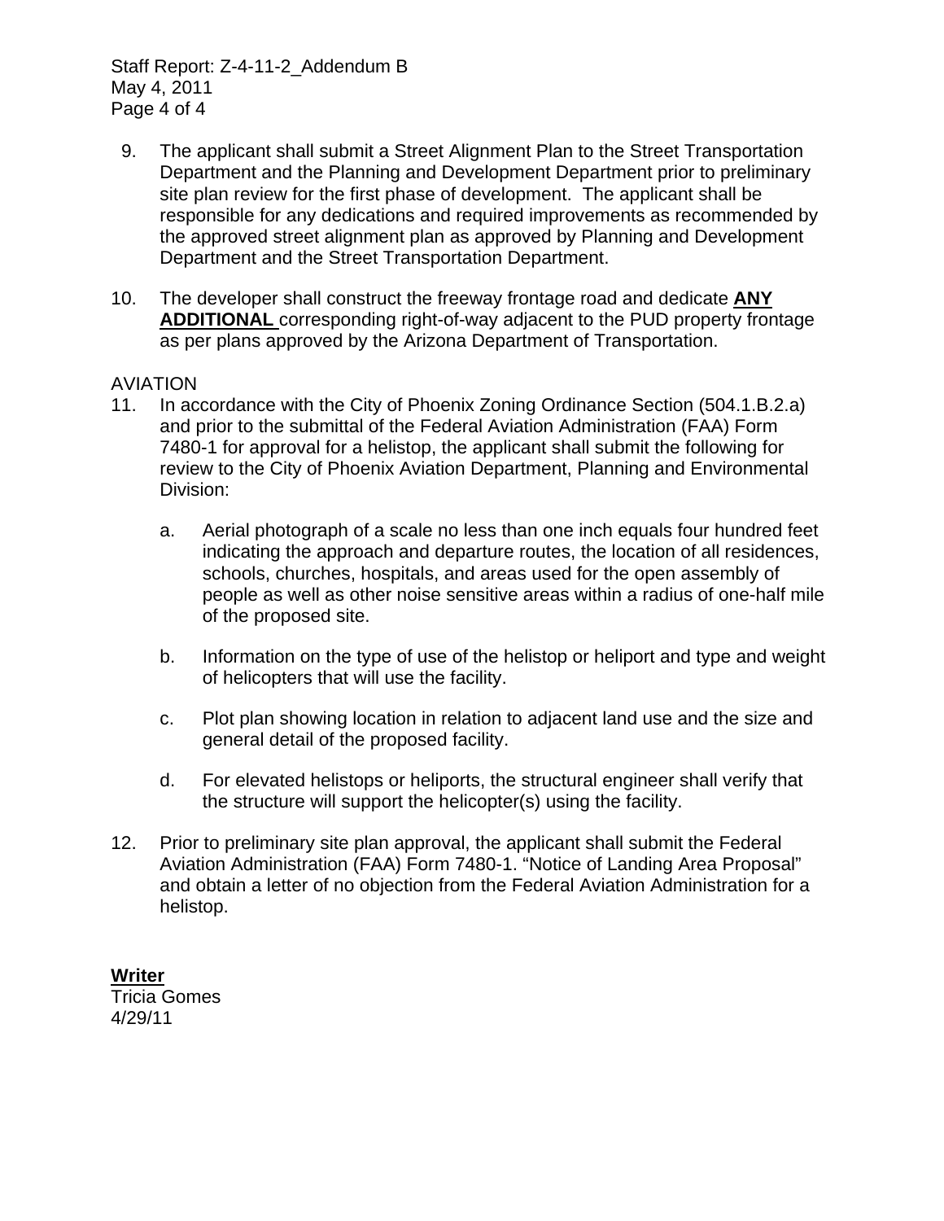9. The applicant shall submit a Street Alignment Plan to the Street Transportation Department and the Planning and Development Department prior to preliminary site plan review for the first phase of development. The applicant shall be responsible for any dedications and required improvements as recommended by the approved street alignment plan as approved by Planning and Development Department and the Street Transportation Department.

10. The developer shall construct the freeway frontage road and dedicate **ANY ADDITIONAL** corresponding right-of-way adjacent to the PUD property frontage as per plans approved by the Arizona Department of Transportation.

AVIATION

11. In accordance with the City of Phoenix Zoning Ordinance Section (504.1.B.2.a) and prior to the submittal of the Federal Aviation Administration (FAA) Form 7480-1 for approval for a helistop, the applicant shall submit the following for review to the City of Phoenix Aviation Department, Planning and Environmental Division:

    a. Aerial photograph of a scale no less than one inch equals four hundred feet indicating the approach and departure routes, the location of all residences, schools, churches, hospitals, and areas used for the open assembly of people as well as other noise sensitive areas within a radius of one-half mile of the proposed site.

    b. Information on the type of use of the helistop or heliport and type and weight of helicopters that will use the facility.

    c. Plot plan showing location in relation to adjacent land use and the size and general detail of the proposed facility.

    d. For elevated helistops or heliports, the structural engineer shall verify that the structure will support the helicopter(s) using the facility.

12. Prior to preliminary site plan approval, the applicant shall submit the Federal Aviation Administration (FAA) Form 7480-1. "Notice of Landing Area Proposal" and obtain a letter of no objection from the Federal Aviation Administration for a helistop.

**Writer**
Tricia Gomes
4/29/11